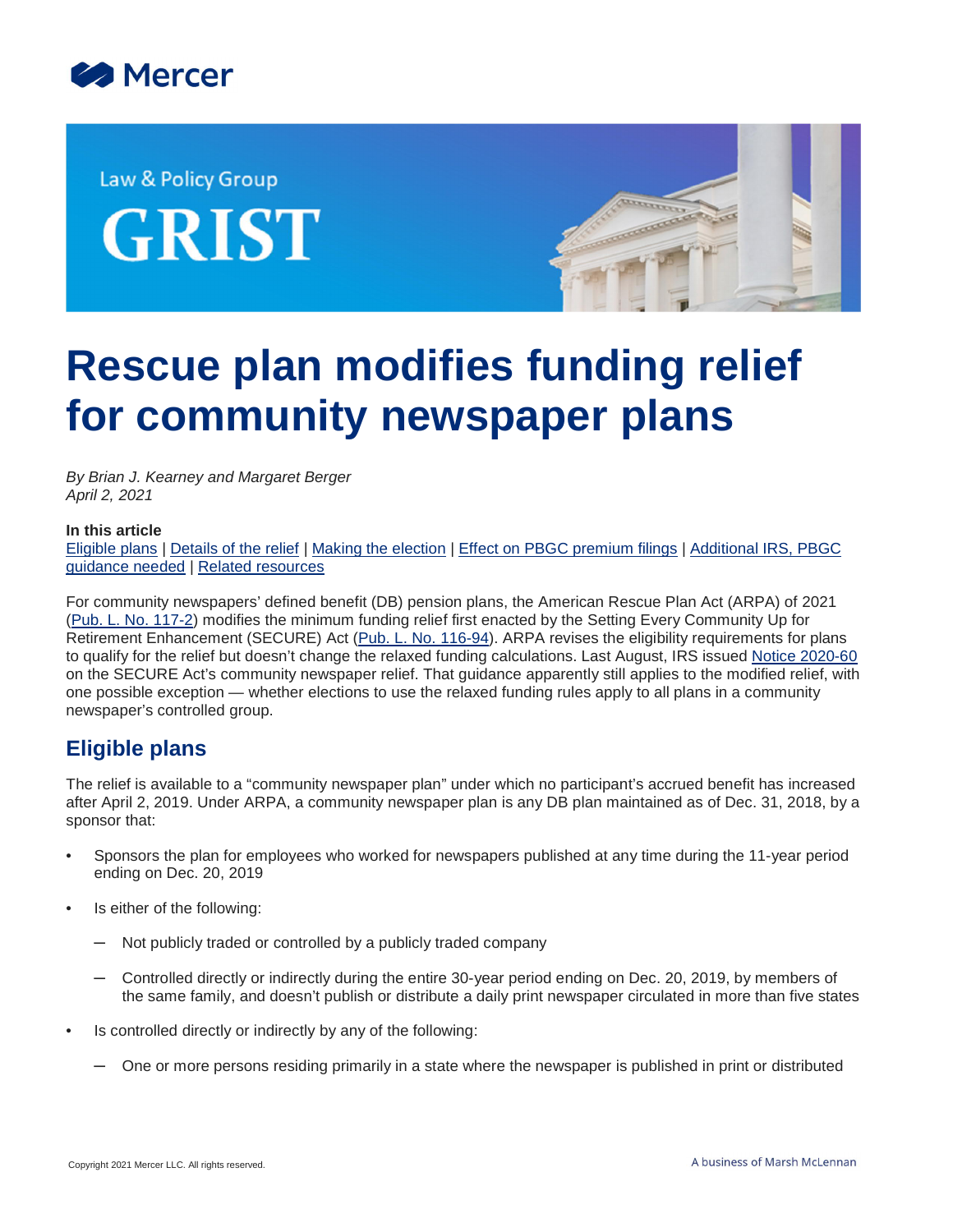Law & Policy Group

GRIST

# Rescue plan modifies funding relief for community newspaper plans

*By Brian J. Kearney and Margaret Berger*
*April 2, 2021*

**In this article**
Eligible plans | Details of the relief | Making the election | Effect on PBGC premium filings | Additional IRS, PBGC guidance needed | Related resources

For community newspapers' defined benefit (DB) pension plans, the American Rescue Plan Act (ARPA) of 2021 (Pub. L. No. 117-2) modifies the minimum funding relief first enacted by the Setting Every Community Up for Retirement Enhancement (SECURE) Act (Pub. L. No. 116-94). ARPA revises the eligibility requirements for plans to qualify for the relief but doesn't change the relaxed funding calculations. Last August, IRS issued Notice 2020-60 on the SECURE Act's community newspaper relief. That guidance apparently still applies to the modified relief, with one possible exception — whether elections to use the relaxed funding rules apply to all plans in a community newspaper's controlled group.

## Eligible plans

The relief is available to a "community newspaper plan" under which no participant's accrued benefit has increased after April 2, 2019. Under ARPA, a community newspaper plan is any DB plan maintained as of Dec. 31, 2018, by a sponsor that:

- Sponsors the plan for employees who worked for newspapers published at any time during the 11-year period ending on Dec. 20, 2019
- Is either of the following:
  - Not publicly traded or controlled by a publicly traded company
  - Controlled directly or indirectly during the entire 30-year period ending on Dec. 20, 2019, by members of the same family, and doesn't publish or distribute a daily print newspaper circulated in more than five states
- Is controlled directly or indirectly by any of the following:
  - One or more persons residing primarily in a state where the newspaper is published in print or distributed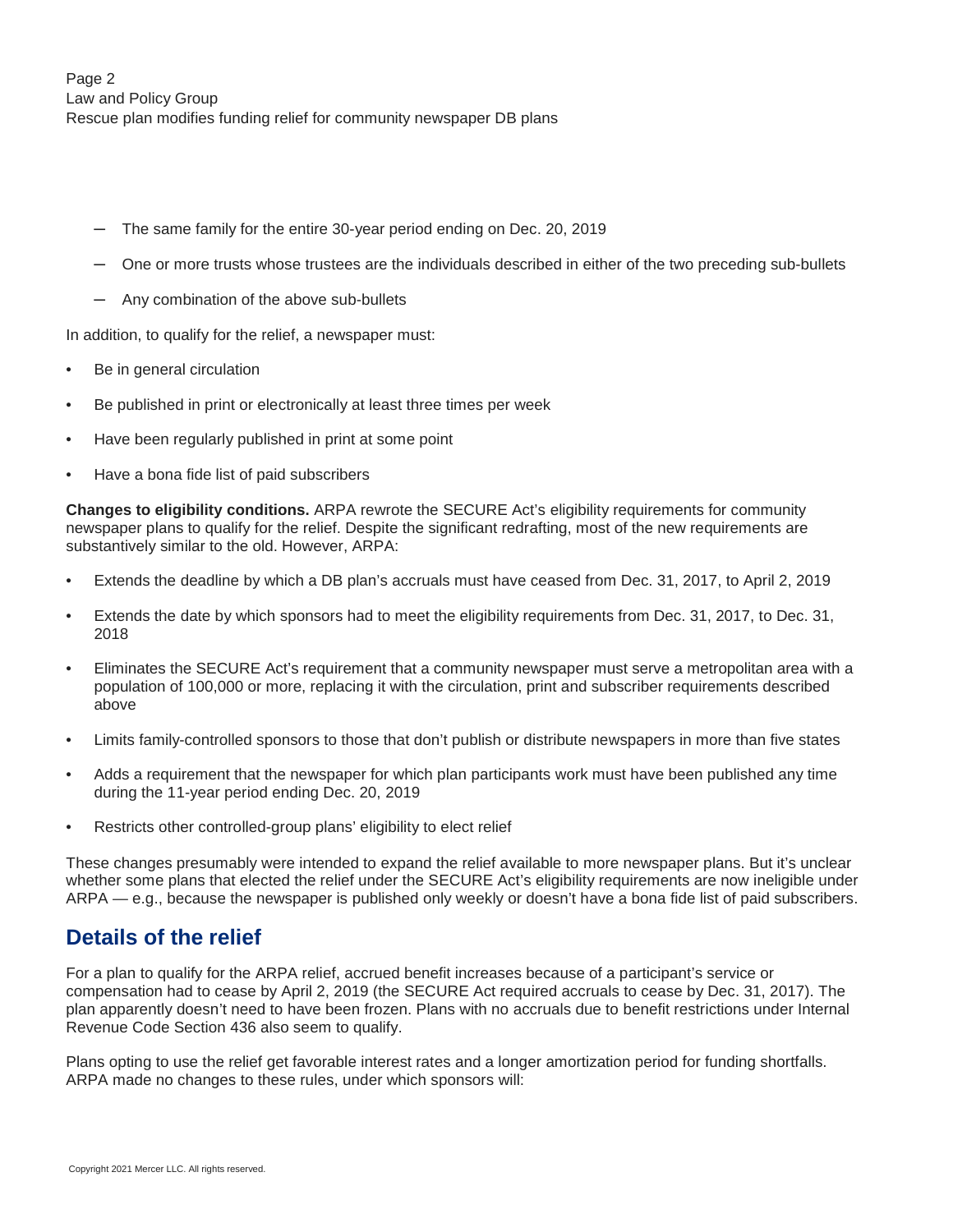- The same family for the entire 30-year period ending on Dec. 20, 2019
  - One or more trusts whose trustees are the individuals described in either of the two preceding sub-bullets
  - Any combination of the above sub-bullets

In addition, to qualify for the relief, a newspaper must:

- Be in general circulation
- Be published in print or electronically at least three times per week
- Have been regularly published in print at some point
- Have a bona fide list of paid subscribers

**Changes to eligibility conditions.** ARPA rewrote the SECURE Act's eligibility requirements for community newspaper plans to qualify for the relief. Despite the significant redrafting, most of the new requirements are substantively similar to the old. However, ARPA:

- Extends the deadline by which a DB plan's accruals must have ceased from Dec. 31, 2017, to April 2, 2019
- Extends the date by which sponsors had to meet the eligibility requirements from Dec. 31, 2017, to Dec. 31, 2018
- Eliminates the SECURE Act's requirement that a community newspaper must serve a metropolitan area with a population of 100,000 or more, replacing it with the circulation, print and subscriber requirements described above
- Limits family-controlled sponsors to those that don't publish or distribute newspapers in more than five states
- Adds a requirement that the newspaper for which plan participants work must have been published any time during the 11-year period ending Dec. 20, 2019
- Restricts other controlled-group plans' eligibility to elect relief

These changes presumably were intended to expand the relief available to more newspaper plans. But it's unclear whether some plans that elected the relief under the SECURE Act's eligibility requirements are now ineligible under ARPA — e.g., because the newspaper is published only weekly or doesn't have a bona fide list of paid subscribers.

## Details of the relief

For a plan to qualify for the ARPA relief, accrued benefit increases because of a participant's service or compensation had to cease by April 2, 2019 (the SECURE Act required accruals to cease by Dec. 31, 2017). The plan apparently doesn't need to have been frozen. Plans with no accruals due to benefit restrictions under Internal Revenue Code Section 436 also seem to qualify.

Plans opting to use the relief get favorable interest rates and a longer amortization period for funding shortfalls. ARPA made no changes to these rules, under which sponsors will: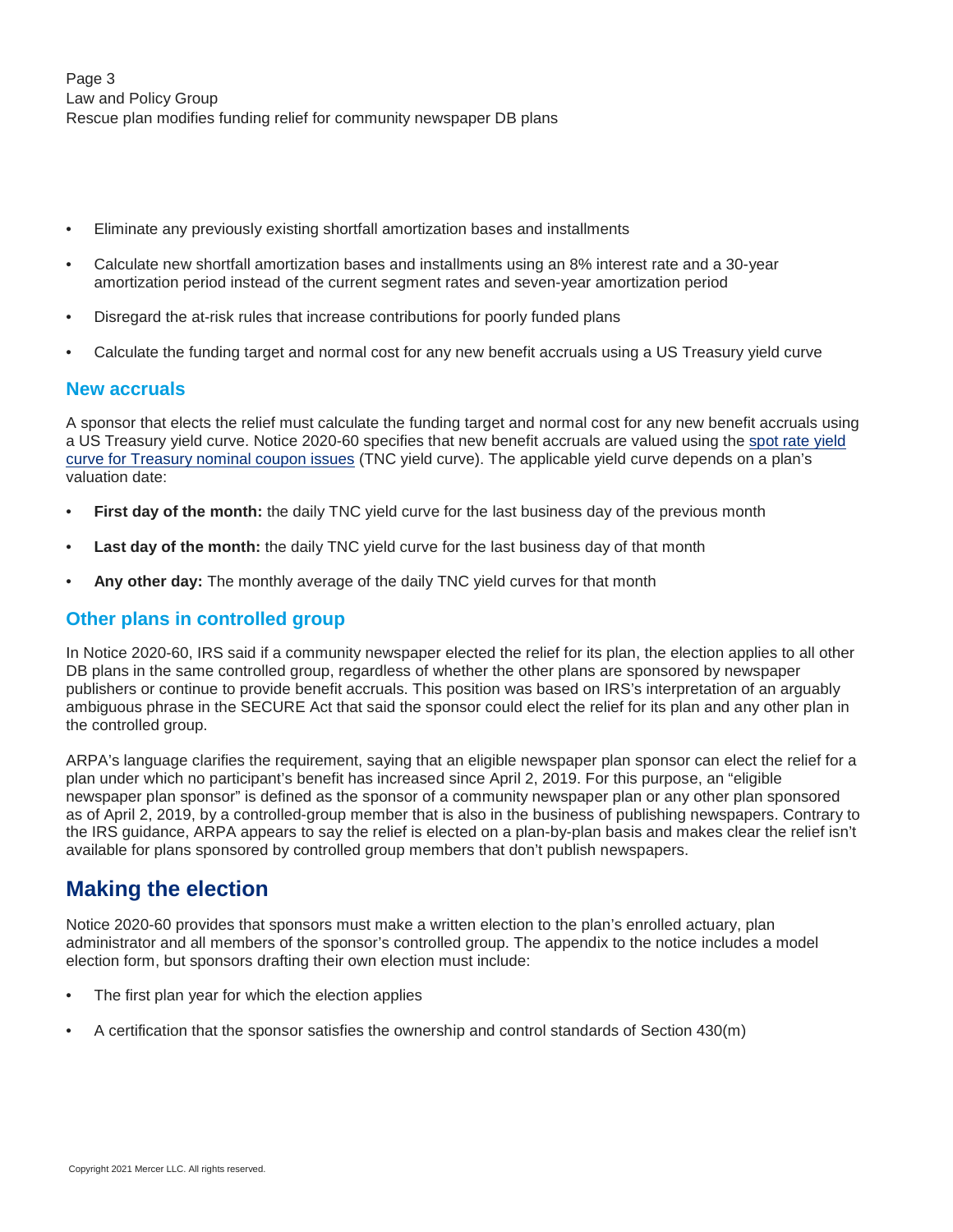- Eliminate any previously existing shortfall amortization bases and installments
- Calculate new shortfall amortization bases and installments using an 8% interest rate and a 30-year amortization period instead of the current segment rates and seven-year amortization period
- Disregard the at-risk rules that increase contributions for poorly funded plans
- Calculate the funding target and normal cost for any new benefit accruals using a US Treasury yield curve

### New accruals

A sponsor that elects the relief must calculate the funding target and normal cost for any new benefit accruals using a US Treasury yield curve. Notice 2020-60 specifies that new benefit accruals are valued using the spot rate yield curve for Treasury nominal coupon issues (TNC yield curve). The applicable yield curve depends on a plan's valuation date:

- **First day of the month:** the daily TNC yield curve for the last business day of the previous month
- **Last day of the month:** the daily TNC yield curve for the last business day of that month
- **Any other day:** The monthly average of the daily TNC yield curves for that month

### Other plans in controlled group

In Notice 2020-60, IRS said if a community newspaper elected the relief for its plan, the election applies to all other DB plans in the same controlled group, regardless of whether the other plans are sponsored by newspaper publishers or continue to provide benefit accruals. This position was based on IRS's interpretation of an arguably ambiguous phrase in the SECURE Act that said the sponsor could elect the relief for its plan and any other plan in the controlled group.

ARPA's language clarifies the requirement, saying that an eligible newspaper plan sponsor can elect the relief for a plan under which no participant's benefit has increased since April 2, 2019. For this purpose, an "eligible newspaper plan sponsor" is defined as the sponsor of a community newspaper plan or any other plan sponsored as of April 2, 2019, by a controlled-group member that is also in the business of publishing newspapers. Contrary to the IRS guidance, ARPA appears to say the relief is elected on a plan-by-plan basis and makes clear the relief isn't available for plans sponsored by controlled group members that don't publish newspapers.

## Making the election

Notice 2020-60 provides that sponsors must make a written election to the plan's enrolled actuary, plan administrator and all members of the sponsor's controlled group. The appendix to the notice includes a model election form, but sponsors drafting their own election must include:

- The first plan year for which the election applies
- A certification that the sponsor satisfies the ownership and control standards of Section 430(m)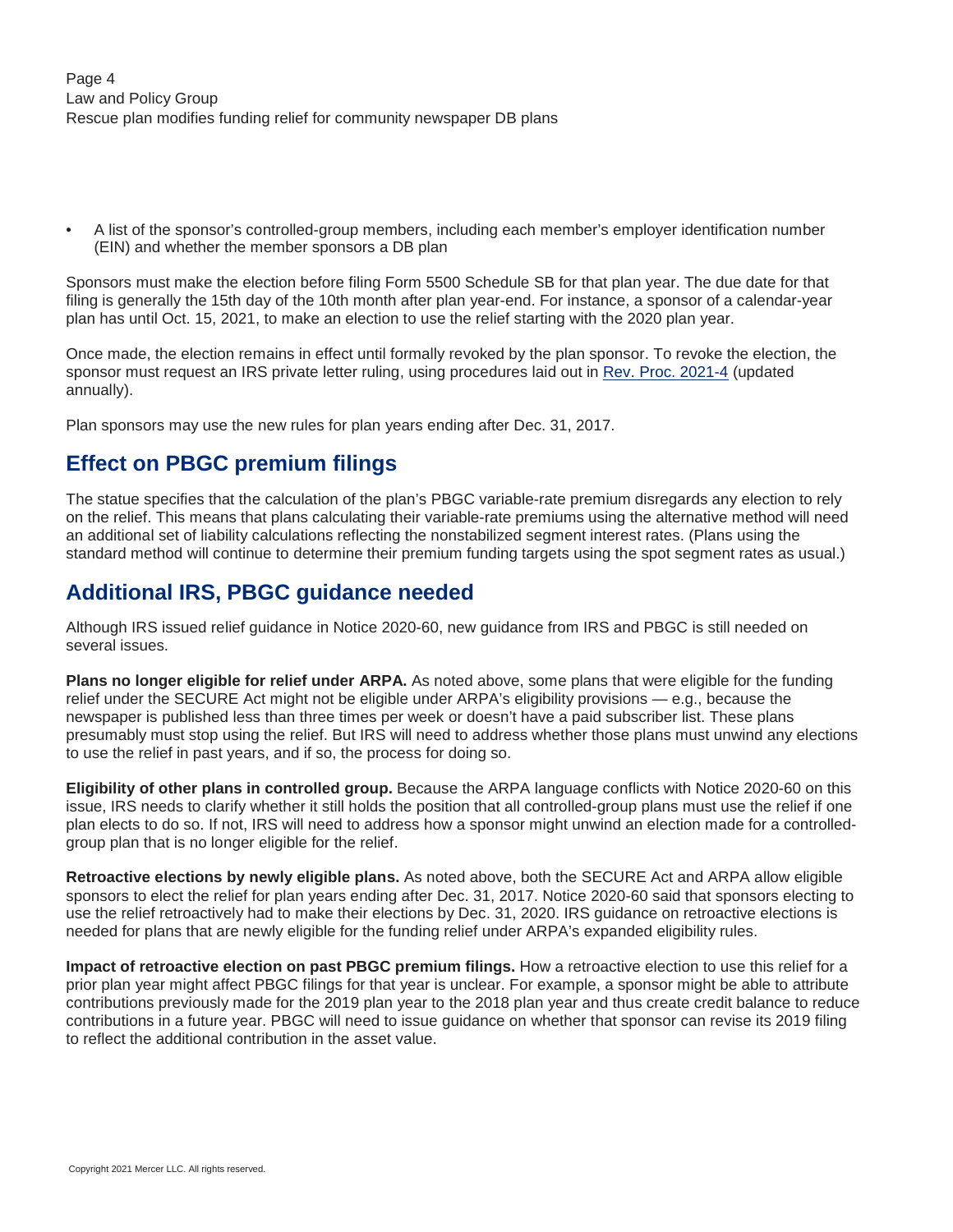- A list of the sponsor's controlled-group members, including each member's employer identification number (EIN) and whether the member sponsors a DB plan

Sponsors must make the election before filing Form 5500 Schedule SB for that plan year. The due date for that filing is generally the 15th day of the 10th month after plan year-end. For instance, a sponsor of a calendar-year plan has until Oct. 15, 2021, to make an election to use the relief starting with the 2020 plan year.

Once made, the election remains in effect until formally revoked by the plan sponsor. To revoke the election, the sponsor must request an IRS private letter ruling, using procedures laid out in Rev. Proc. 2021-4 (updated annually).

Plan sponsors may use the new rules for plan years ending after Dec. 31, 2017.

## Effect on PBGC premium filings

The statue specifies that the calculation of the plan's PBGC variable-rate premium disregards any election to rely on the relief. This means that plans calculating their variable-rate premiums using the alternative method will need an additional set of liability calculations reflecting the nonstabilized segment interest rates. (Plans using the standard method will continue to determine their premium funding targets using the spot segment rates as usual.)

## Additional IRS, PBGC guidance needed

Although IRS issued relief guidance in Notice 2020-60, new guidance from IRS and PBGC is still needed on several issues.

**Plans no longer eligible for relief under ARPA.** As noted above, some plans that were eligible for the funding relief under the SECURE Act might not be eligible under ARPA's eligibility provisions — e.g., because the newspaper is published less than three times per week or doesn't have a paid subscriber list. These plans presumably must stop using the relief. But IRS will need to address whether those plans must unwind any elections to use the relief in past years, and if so, the process for doing so.

**Eligibility of other plans in controlled group.** Because the ARPA language conflicts with Notice 2020-60 on this issue, IRS needs to clarify whether it still holds the position that all controlled-group plans must use the relief if one plan elects to do so. If not, IRS will need to address how a sponsor might unwind an election made for a controlled-group plan that is no longer eligible for the relief.

**Retroactive elections by newly eligible plans.** As noted above, both the SECURE Act and ARPA allow eligible sponsors to elect the relief for plan years ending after Dec. 31, 2017. Notice 2020-60 said that sponsors electing to use the relief retroactively had to make their elections by Dec. 31, 2020. IRS guidance on retroactive elections is needed for plans that are newly eligible for the funding relief under ARPA's expanded eligibility rules.

**Impact of retroactive election on past PBGC premium filings.** How a retroactive election to use this relief for a prior plan year might affect PBGC filings for that year is unclear. For example, a sponsor might be able to attribute contributions previously made for the 2019 plan year to the 2018 plan year and thus create credit balance to reduce contributions in a future year. PBGC will need to issue guidance on whether that sponsor can revise its 2019 filing to reflect the additional contribution in the asset value.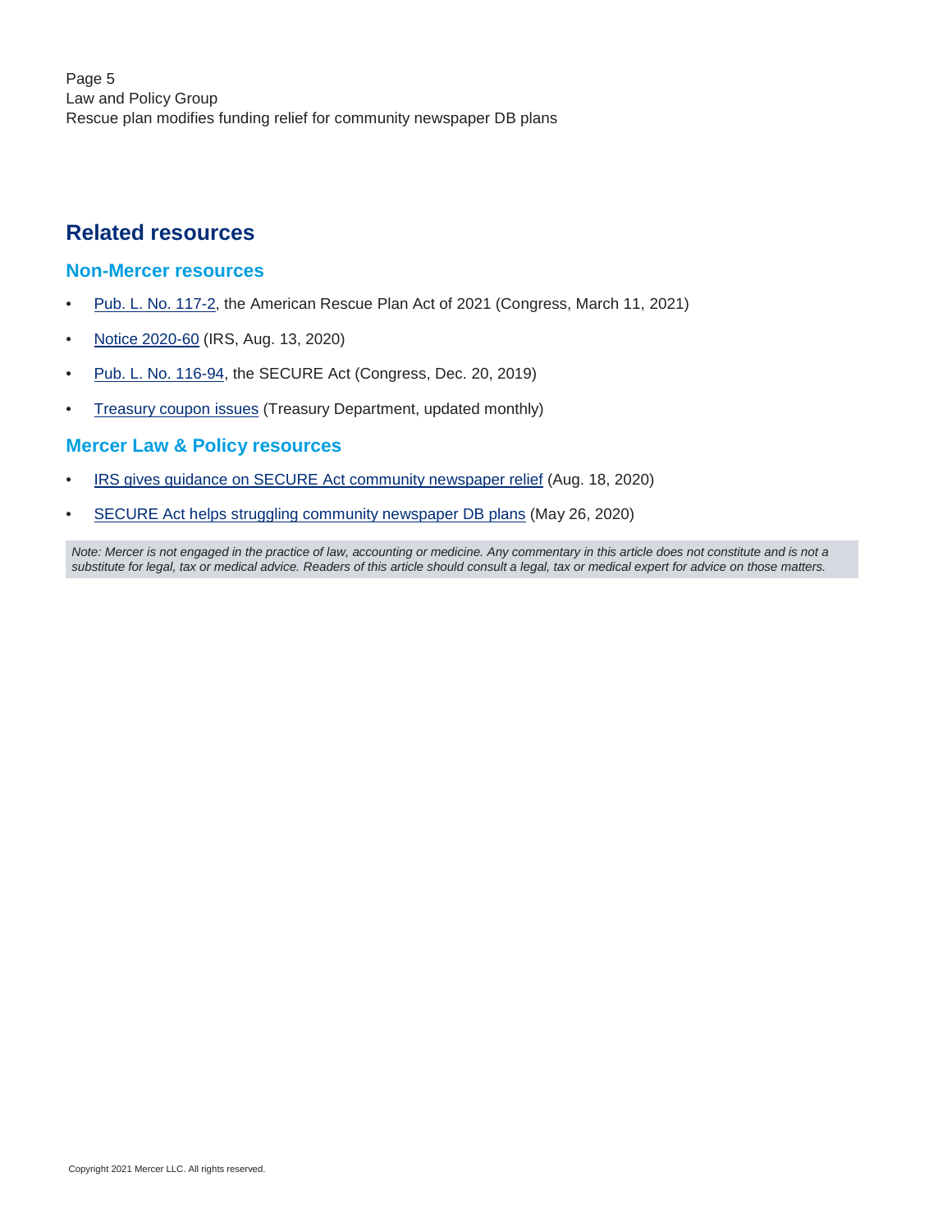## Related resources

### Non-Mercer resources

- Pub. L. No. 117-2, the American Rescue Plan Act of 2021 (Congress, March 11, 2021)
- Notice 2020-60 (IRS, Aug. 13, 2020)
- Pub. L. No. 116-94, the SECURE Act (Congress, Dec. 20, 2019)
- Treasury coupon issues (Treasury Department, updated monthly)

### Mercer Law & Policy resources

- IRS gives guidance on SECURE Act community newspaper relief (Aug. 18, 2020)
- SECURE Act helps struggling community newspaper DB plans (May 26, 2020)

*Note: Mercer is not engaged in the practice of law, accounting or medicine. Any commentary in this article does not constitute and is not a substitute for legal, tax or medical advice. Readers of this article should consult a legal, tax or medical expert for advice on those matters.*

Copyright 2021 Mercer LLC. All rights reserved.